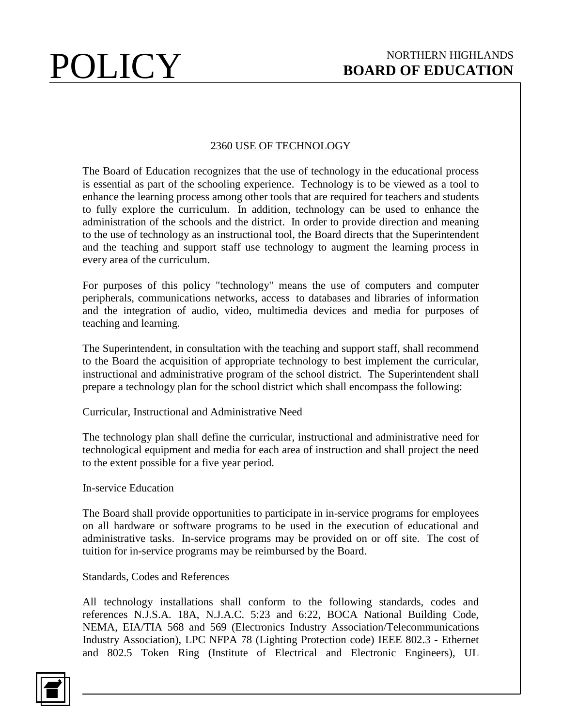# POLICY

NORTHERN HIGHLANDS
**BOARD OF EDUCATION**

## 2360 USE OF TECHNOLOGY

The Board of Education recognizes that the use of technology in the educational process is essential as part of the schooling experience. Technology is to be viewed as a tool to enhance the learning process among other tools that are required for teachers and students to fully explore the curriculum. In addition, technology can be used to enhance the administration of the schools and the district. In order to provide direction and meaning to the use of technology as an instructional tool, the Board directs that the Superintendent and the teaching and support staff use technology to augment the learning process in every area of the curriculum.

For purposes of this policy "technology" means the use of computers and computer peripherals, communications networks, access to databases and libraries of information and the integration of audio, video, multimedia devices and media for purposes of teaching and learning.

The Superintendent, in consultation with the teaching and support staff, shall recommend to the Board the acquisition of appropriate technology to best implement the curricular, instructional and administrative program of the school district. The Superintendent shall prepare a technology plan for the school district which shall encompass the following:

Curricular, Instructional and Administrative Need

The technology plan shall define the curricular, instructional and administrative need for technological equipment and media for each area of instruction and shall project the need to the extent possible for a five year period.

In-service Education

The Board shall provide opportunities to participate in in-service programs for employees on all hardware or software programs to be used in the execution of educational and administrative tasks. In-service programs may be provided on or off site. The cost of tuition for in-service programs may be reimbursed by the Board.

Standards, Codes and References

All technology installations shall conform to the following standards, codes and references N.J.S.A. 18A, N.J.A.C. 5:23 and 6:22, BOCA National Building Code, NEMA, EIA/TIA 568 and 569 (Electronics Industry Association/Telecommunications Industry Association), LPC NFPA 78 (Lighting Protection code) IEEE 802.3 - Ethernet and 802.5 Token Ring (Institute of Electrical and Electronic Engineers), UL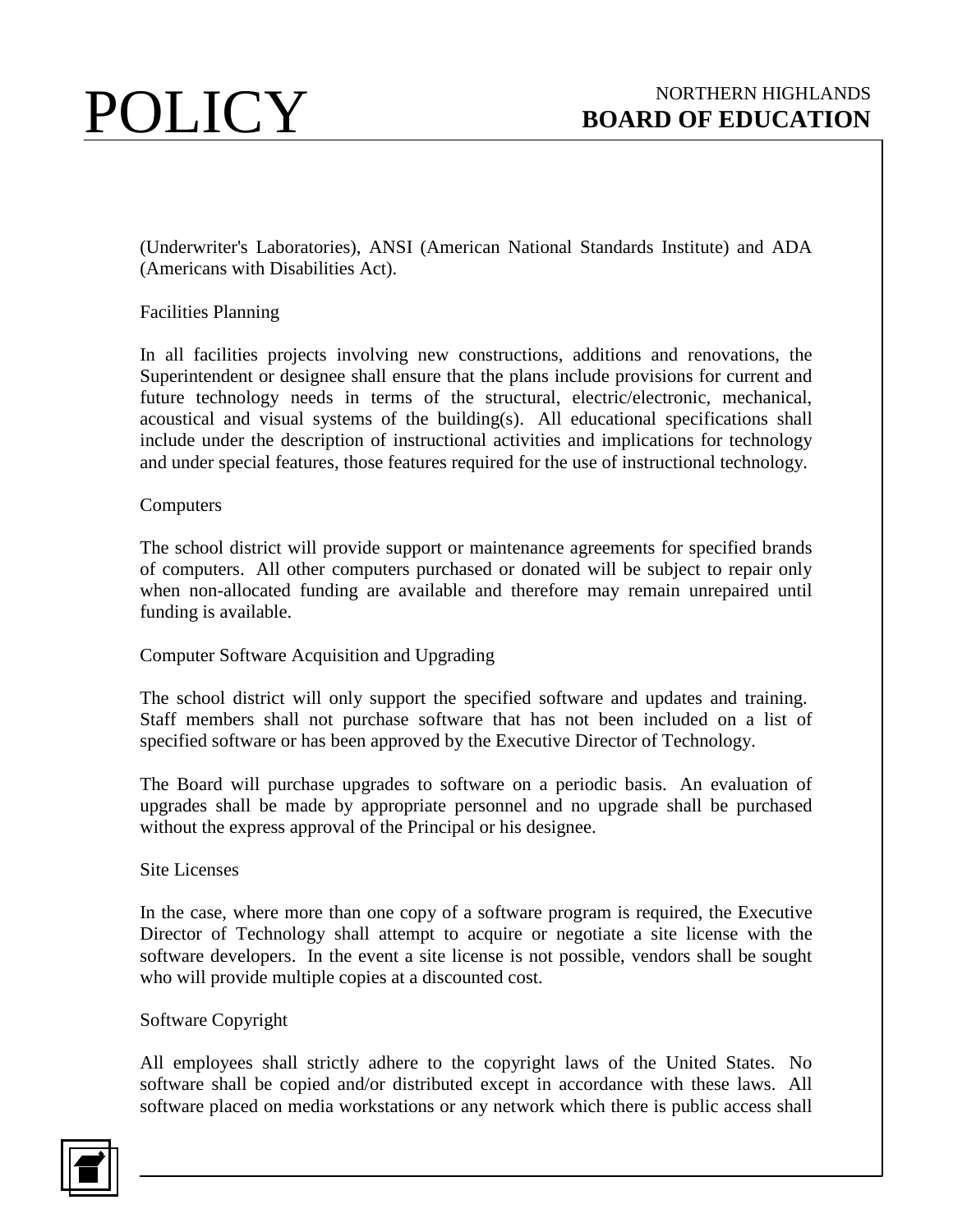(Underwriter's Laboratories), ANSI (American National Standards Institute) and ADA (Americans with Disabilities Act).

Facilities Planning

In all facilities projects involving new constructions, additions and renovations, the Superintendent or designee shall ensure that the plans include provisions for current and future technology needs in terms of the structural, electric/electronic, mechanical, acoustical and visual systems of the building(s). All educational specifications shall include under the description of instructional activities and implications for technology and under special features, those features required for the use of instructional technology.

Computers

The school district will provide support or maintenance agreements for specified brands of computers. All other computers purchased or donated will be subject to repair only when non-allocated funding are available and therefore may remain unrepaired until funding is available.

Computer Software Acquisition and Upgrading

The school district will only support the specified software and updates and training. Staff members shall not purchase software that has not been included on a list of specified software or has been approved by the Executive Director of Technology.

The Board will purchase upgrades to software on a periodic basis. An evaluation of upgrades shall be made by appropriate personnel and no upgrade shall be purchased without the express approval of the Principal or his designee.

Site Licenses

In the case, where more than one copy of a software program is required, the Executive Director of Technology shall attempt to acquire or negotiate a site license with the software developers. In the event a site license is not possible, vendors shall be sought who will provide multiple copies at a discounted cost.

Software Copyright

All employees shall strictly adhere to the copyright laws of the United States. No software shall be copied and/or distributed except in accordance with these laws. All software placed on media workstations or any network which there is public access shall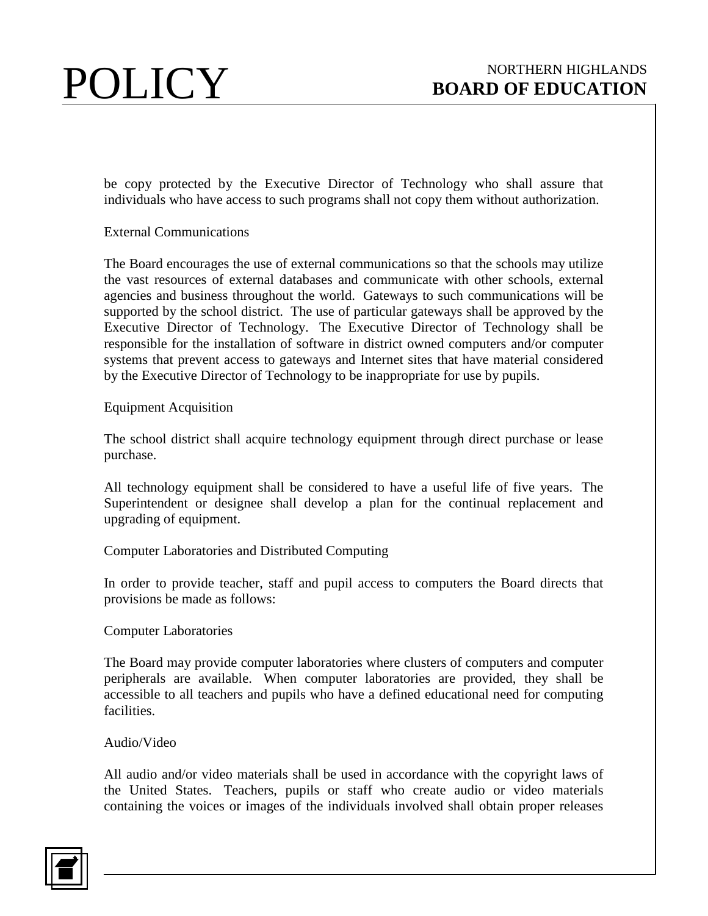be copy protected by the Executive Director of Technology who shall assure that individuals who have access to such programs shall not copy them without authorization.

External Communications

The Board encourages the use of external communications so that the schools may utilize the vast resources of external databases and communicate with other schools, external agencies and business throughout the world. Gateways to such communications will be supported by the school district. The use of particular gateways shall be approved by the Executive Director of Technology. The Executive Director of Technology shall be responsible for the installation of software in district owned computers and/or computer systems that prevent access to gateways and Internet sites that have material considered by the Executive Director of Technology to be inappropriate for use by pupils.

Equipment Acquisition

The school district shall acquire technology equipment through direct purchase or lease purchase.

All technology equipment shall be considered to have a useful life of five years. The Superintendent or designee shall develop a plan for the continual replacement and upgrading of equipment.

Computer Laboratories and Distributed Computing

In order to provide teacher, staff and pupil access to computers the Board directs that provisions be made as follows:

Computer Laboratories

The Board may provide computer laboratories where clusters of computers and computer peripherals are available. When computer laboratories are provided, they shall be accessible to all teachers and pupils who have a defined educational need for computing facilities.

Audio/Video

All audio and/or video materials shall be used in accordance with the copyright laws of the United States. Teachers, pupils or staff who create audio or video materials containing the voices or images of the individuals involved shall obtain proper releases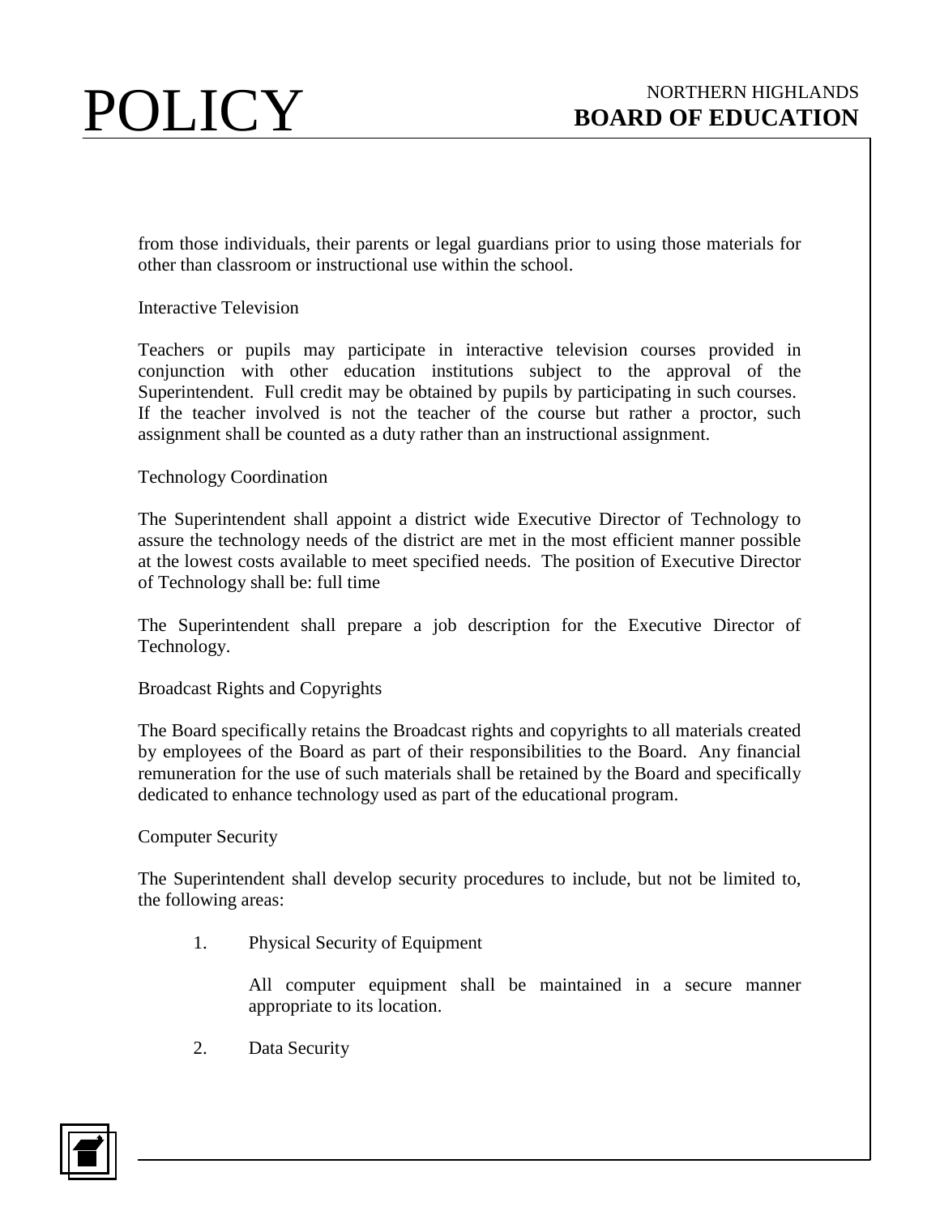from those individuals, their parents or legal guardians prior to using those materials for other than classroom or instructional use within the school.

Interactive Television

Teachers or pupils may participate in interactive television courses provided in conjunction with other education institutions subject to the approval of the Superintendent. Full credit may be obtained by pupils by participating in such courses. If the teacher involved is not the teacher of the course but rather a proctor, such assignment shall be counted as a duty rather than an instructional assignment.

Technology Coordination

The Superintendent shall appoint a district wide Executive Director of Technology to assure the technology needs of the district are met in the most efficient manner possible at the lowest costs available to meet specified needs. The position of Executive Director of Technology shall be: full time

The Superintendent shall prepare a job description for the Executive Director of Technology.

Broadcast Rights and Copyrights

The Board specifically retains the Broadcast rights and copyrights to all materials created by employees of the Board as part of their responsibilities to the Board. Any financial remuneration for the use of such materials shall be retained by the Board and specifically dedicated to enhance technology used as part of the educational program.

Computer Security

The Superintendent shall develop security procedures to include, but not be limited to, the following areas:

1. Physical Security of Equipment

   All computer equipment shall be maintained in a secure manner appropriate to its location.

2. Data Security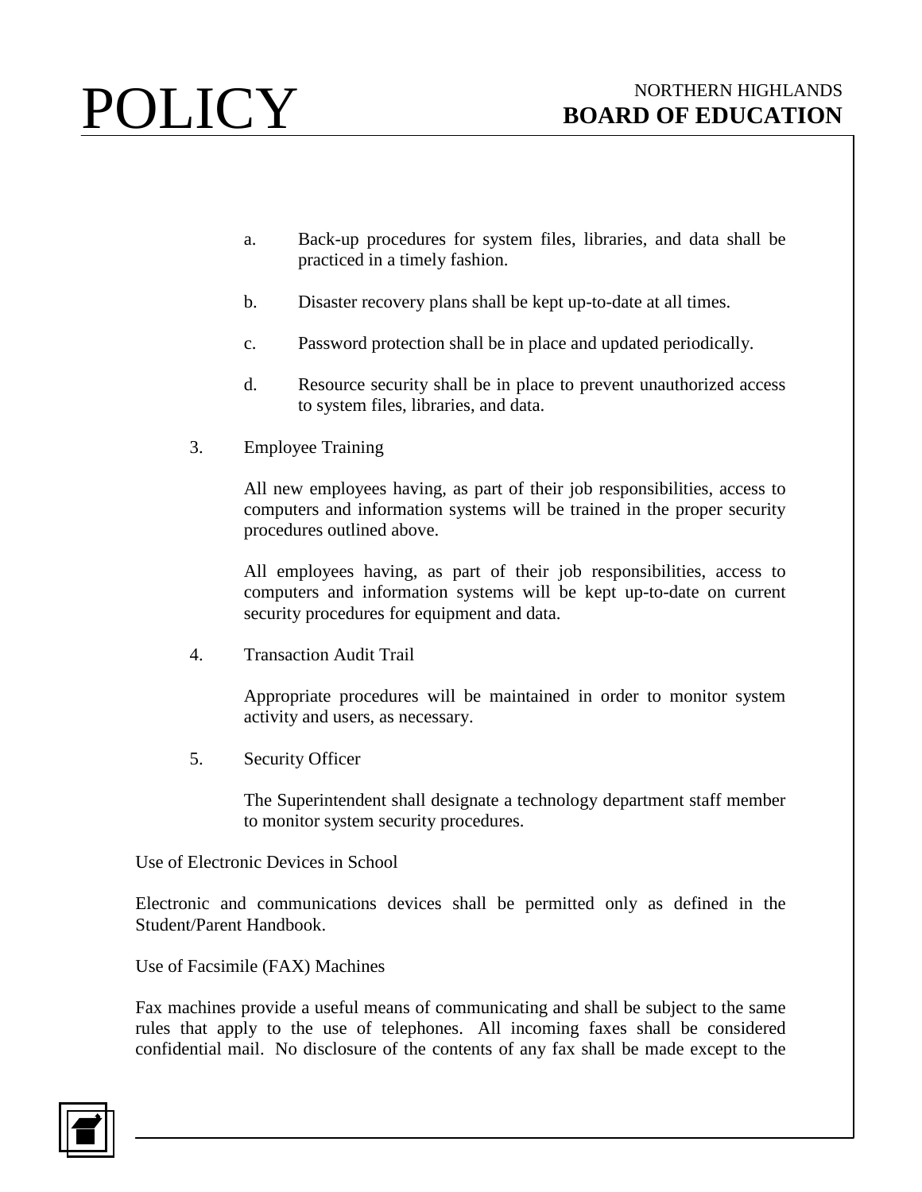a. Back-up procedures for system files, libraries, and data shall be practiced in a timely fashion.

b. Disaster recovery plans shall be kept up-to-date at all times.

c. Password protection shall be in place and updated periodically.

d. Resource security shall be in place to prevent unauthorized access to system files, libraries, and data.

3. Employee Training

   All new employees having, as part of their job responsibilities, access to computers and information systems will be trained in the proper security procedures outlined above.

   All employees having, as part of their job responsibilities, access to computers and information systems will be kept up-to-date on current security procedures for equipment and data.

4. Transaction Audit Trail

   Appropriate procedures will be maintained in order to monitor system activity and users, as necessary.

5. Security Officer

   The Superintendent shall designate a technology department staff member to monitor system security procedures.

Use of Electronic Devices in School

Electronic and communications devices shall be permitted only as defined in the Student/Parent Handbook.

Use of Facsimile (FAX) Machines

Fax machines provide a useful means of communicating and shall be subject to the same rules that apply to the use of telephones. All incoming faxes shall be considered confidential mail. No disclosure of the contents of any fax shall be made except to the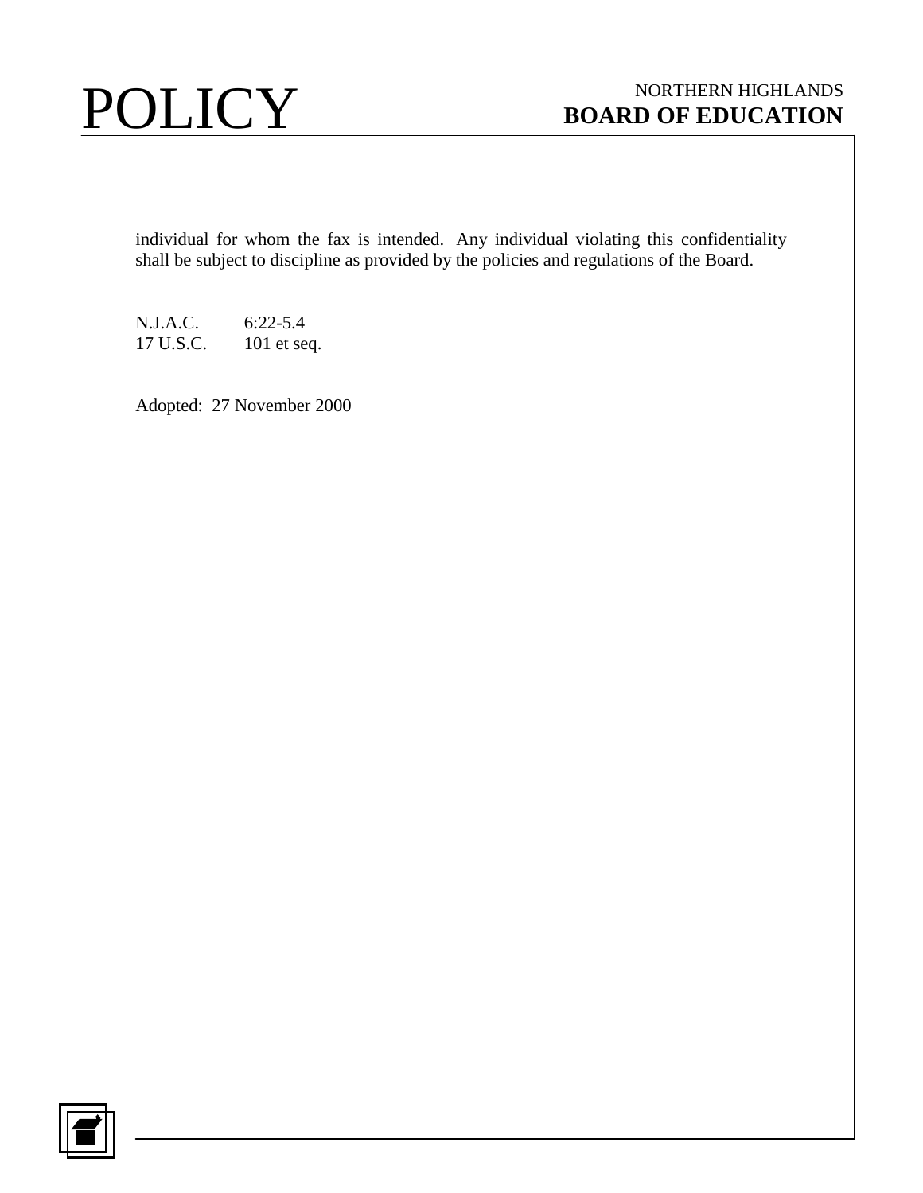individual for whom the fax is intended. Any individual violating this confidentiality shall be subject to discipline as provided by the policies and regulations of the Board.

N.J.A.C. 6:22-5.4
17 U.S.C. 101 et seq.

Adopted: 27 November 2000